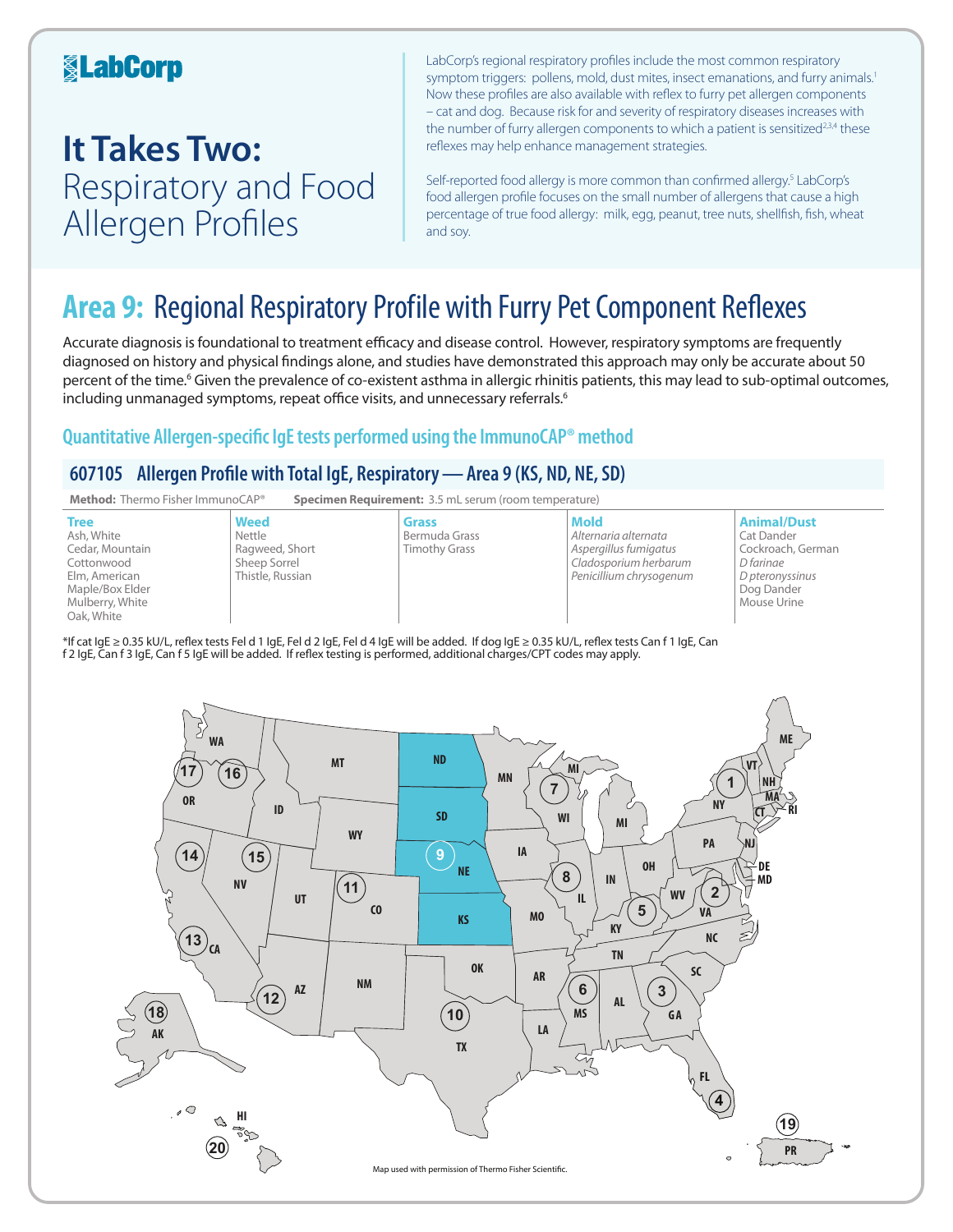LabCorp

# It Takes Two: Respiratory and Food Allergen Profiles

LabCorp's regional respiratory profiles include the most common respiratory symptom triggers: pollens, mold, dust mites, insect emanations, and furry animals.[1] Now these profiles are also available with reflex to furry pet allergen components – cat and dog. Because risk for and severity of respiratory diseases increases with the number of furry allergen components to which a patient is sensitized[2,3,4] these reflexes may help enhance management strategies.

Self-reported food allergy is more common than confirmed allergy.[5] LabCorp's food allergen profile focuses on the small number of allergens that cause a high percentage of true food allergy: milk, egg, peanut, tree nuts, shellfish, fish, wheat and soy.

## Area 9: Regional Respiratory Profile with Furry Pet Component Reflexes

Accurate diagnosis is foundational to treatment efficacy and disease control. However, respiratory symptoms are frequently diagnosed on history and physical findings alone, and studies have demonstrated this approach may only be accurate about 50 percent of the time.[6] Given the prevalence of co-existent asthma in allergic rhinitis patients, this may lead to sub-optimal outcomes, including unmanaged symptoms, repeat office visits, and unnecessary referrals.[6]

### Quantitative Allergen-specific IgE tests performed using the ImmunoCAP® method

#### 607105 Allergen Profile with Total IgE, Respiratory — Area 9 (KS, ND, NE, SD)

**Method:** Thermo Fisher ImmunoCAP® **Specimen Requirement:** 3.5 mL serum (room temperature)

| Tree | Weed | Grass | Mold | Animal/Dust |
|---|---|---|---|---|
| Ash, White | Nettle | Bermuda Grass | *Alternaria alternata* | Cat Dander |
| Cedar, Mountain | Ragweed, Short | Timothy Grass | *Aspergillus fumigatus* | Cockroach, German |
| Cottonwood | Sheep Sorrel | | *Cladosporium herbarum* | *D farinae* |
| Elm, American | Thistle, Russian | | *Penicillium chrysogenum* | *D pteronyssinus* |
| Maple/Box Elder | | | | Dog Dander |
| Mulberry, White | | | | Mouse Urine |
| Oak, White | | | | |

*If cat IgE ≥ 0.35 kU/L, reflex tests Fel d 1 IgE, Fel d 2 IgE, Fel d 4 IgE will be added. If dog IgE ≥ 0.35 kU/L, reflex tests Can f 1 IgE, Can f 2 IgE, Can f 3 IgE, Can f 5 IgE will be added. If reflex testing is performed, additional charges/CPT codes may apply.

Map used with permission of Thermo Fisher Scientific.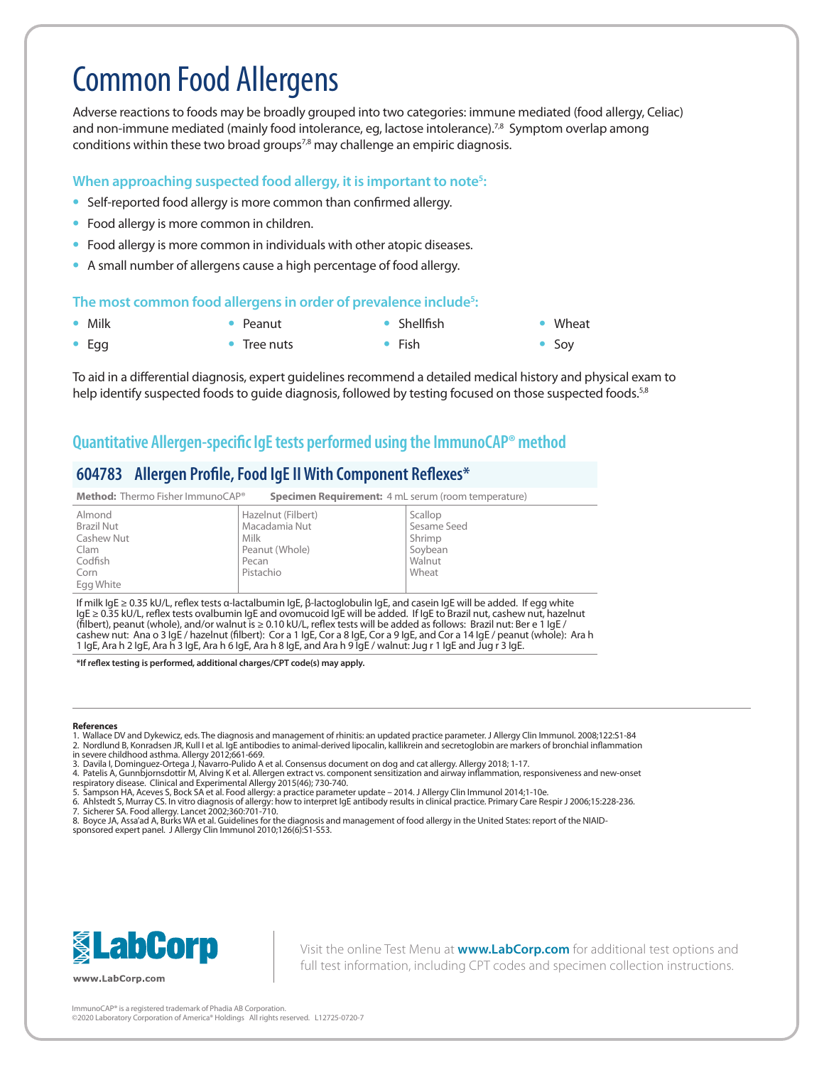# Common Food Allergens

Adverse reactions to foods may be broadly grouped into two categories: immune mediated (food allergy, Celiac) and non-immune mediated (mainly food intolerance, eg, lactose intolerance).[7,8] Symptom overlap among conditions within these two broad groups[7,8] may challenge an empiric diagnosis.

### When approaching suspected food allergy, it is important to note[5]:

- Self-reported food allergy is more common than confirmed allergy.
- Food allergy is more common in children.
- Food allergy is more common in individuals with other atopic diseases.
- A small number of allergens cause a high percentage of food allergy.

### The most common food allergens in order of prevalence include[5]:

- Milk
- Egg
- Peanut
- Tree nuts
- Shellfish
- Fish
- Wheat
- Soy

To aid in a differential diagnosis, expert guidelines recommend a detailed medical history and physical exam to help identify suspected foods to guide diagnosis, followed by testing focused on those suspected foods.[5,8]

## Quantitative Allergen-specific IgE tests performed using the ImmunoCAP® method

### 604783 Allergen Profile, Food IgE II With Component Reflexes*

**Method:** Thermo Fisher ImmunoCAP® **Specimen Requirement:** 4 mL serum (room temperature)

| | | |
|---|---|---|
| Almond | Hazelnut (Filbert) | Scallop |
| Brazil Nut | Macadamia Nut | Sesame Seed |
| Cashew Nut | Milk | Shrimp |
| Clam | Peanut (Whole) | Soybean |
| Codfish | Pecan | Walnut |
| Corn | Pistachio | Wheat |
| Egg White | | |

If milk IgE ≥ 0.35 kU/L, reflex tests α-lactalbumin IgE, β-lactoglobulin IgE, and casein IgE will be added. If egg white IgE ≥ 0.35 kU/L, reflex tests ovalbumin IgE and ovomucoid IgE will be added. If IgE to Brazil nut, cashew nut, hazelnut (filbert), peanut (whole), and/or walnut is ≥ 0.10 kU/L, reflex tests will be added as follows: Brazil nut: Ber e 1 IgE / cashew nut: Ana o 3 IgE / hazelnut (filbert): Cor a 1 IgE, Cor a 8 IgE, Cor a 9 IgE, and Cor a 14 IgE / peanut (whole): Ara h 1 IgE, Ara h 2 IgE, Ara h 3 IgE, Ara h 6 IgE, Ara h 8 IgE, and Ara h 9 IgE / walnut: Jug r 1 IgE and Jug r 3 IgE.

**\*If reflex testing is performed, additional charges/CPT code(s) may apply.**

**References**

1. Wallace DV and Dykewicz, eds. The diagnosis and management of rhinitis: an updated practice parameter. J Allergy Clin Immunol. 2008;122:S1-84
2. Nordlund B, Konradsen JR, Kull I et al. IgE antibodies to animal-derived lipocalin, kallikrein and secretoglobin are markers of bronchial inflammation in severe childhood asthma. Allergy 2012;661-669.
3. Davila I, Dominguez-Ortega J, Navarro-Pulido A et al. Consensus document on dog and cat allergy. Allergy 2018; 1-17.
4. Patelis A, Gunnbjornsdottir M, Alving K et al. Allergen extract vs. component sensitization and airway inflammation, responsiveness and new-onset respiratory disease. Clinical and Experimental Allergy 2015(46); 730-740.
5. Sampson HA, Aceves S, Bock SA et al. Food allergy: a practice parameter update – 2014. J Allergy Clin Immunol 2014;1-10e.
6. Ahlstedt S, Murray CS. In vitro diagnosis of allergy: how to interpret IgE antibody results in clinical practice. Primary Care Respir J 2006;15:228-236.
7. Sicherer SA. Food allergy. Lancet 2002;360:701-710.
8. Boyce JA, Assa'ad A, Burks WA et al. Guidelines for the diagnosis and management of food allergy in the United States: report of the NIAID-sponsored expert panel. J Allergy Clin Immunol 2010;126(6):S1-S53.

LabCorp

www.LabCorp.com

Visit the online Test Menu at **www.LabCorp.com** for additional test options and full test information, including CPT codes and specimen collection instructions.

ImmunoCAP® is a registered trademark of Phadia AB Corporation.
©2020 Laboratory Corporation of America® Holdings All rights reserved. L12725-0720-7